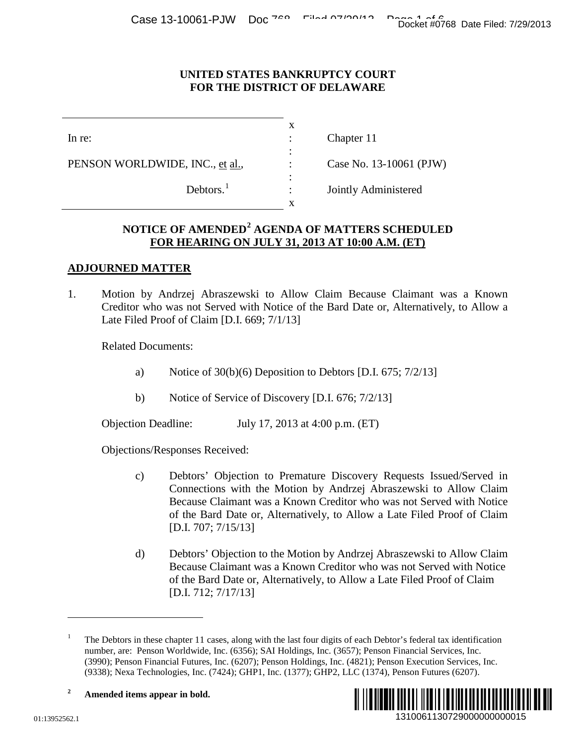UNITED STATES BANKRUPTCY COURT
FOR THE DISTRICT OF DELAWARE

| | | |
|---|---|---|
| In re: | : | Chapter 11 |
| PENSON WORLDWIDE, INC., et al., | : | Case No. 13-10061 (PJW) |
| Debtors.[1] | : | Jointly Administered |

## NOTICE OF AMENDED[2] AGENDA OF MATTERS SCHEDULED FOR HEARING ON JULY 31, 2013 AT 10:00 A.M. (ET)

### ADJOURNED MATTER

1. Motion by Andrzej Abraszewski to Allow Claim Because Claimant was a Known Creditor who was not Served with Notice of the Bard Date or, Alternatively, to Allow a Late Filed Proof of Claim [D.I. 669; 7/1/13]

   Related Documents:

   a) Notice of 30(b)(6) Deposition to Debtors [D.I. 675; 7/2/13]

   b) Notice of Service of Discovery [D.I. 676; 7/2/13]

   Objection Deadline: July 17, 2013 at 4:00 p.m. (ET)

   Objections/Responses Received:

   c) Debtors' Objection to Premature Discovery Requests Issued/Served in Connections with the Motion by Andrzej Abraszewski to Allow Claim Because Claimant was a Known Creditor who was not Served with Notice of the Bard Date or, Alternatively, to Allow a Late Filed Proof of Claim [D.I. 707; 7/15/13]

   d) Debtors' Objection to the Motion by Andrzej Abraszewski to Allow Claim Because Claimant was a Known Creditor who was not Served with Notice of the Bard Date or, Alternatively, to Allow a Late Filed Proof of Claim [D.I. 712; 7/17/13]

---

[1] The Debtors in these chapter 11 cases, along with the last four digits of each Debtor's federal tax identification number, are: Penson Worldwide, Inc. (6356); SAI Holdings, Inc. (3657); Penson Financial Services, Inc. (3990); Penson Financial Futures, Inc. (6207); Penson Holdings, Inc. (4821); Penson Execution Services, Inc. (9338); Nexa Technologies, Inc. (7424); GHP1, Inc. (1377); GHP2, LLC (1374), Penson Futures (6207).

[2] **Amended items appear in bold.**

01:13952562.1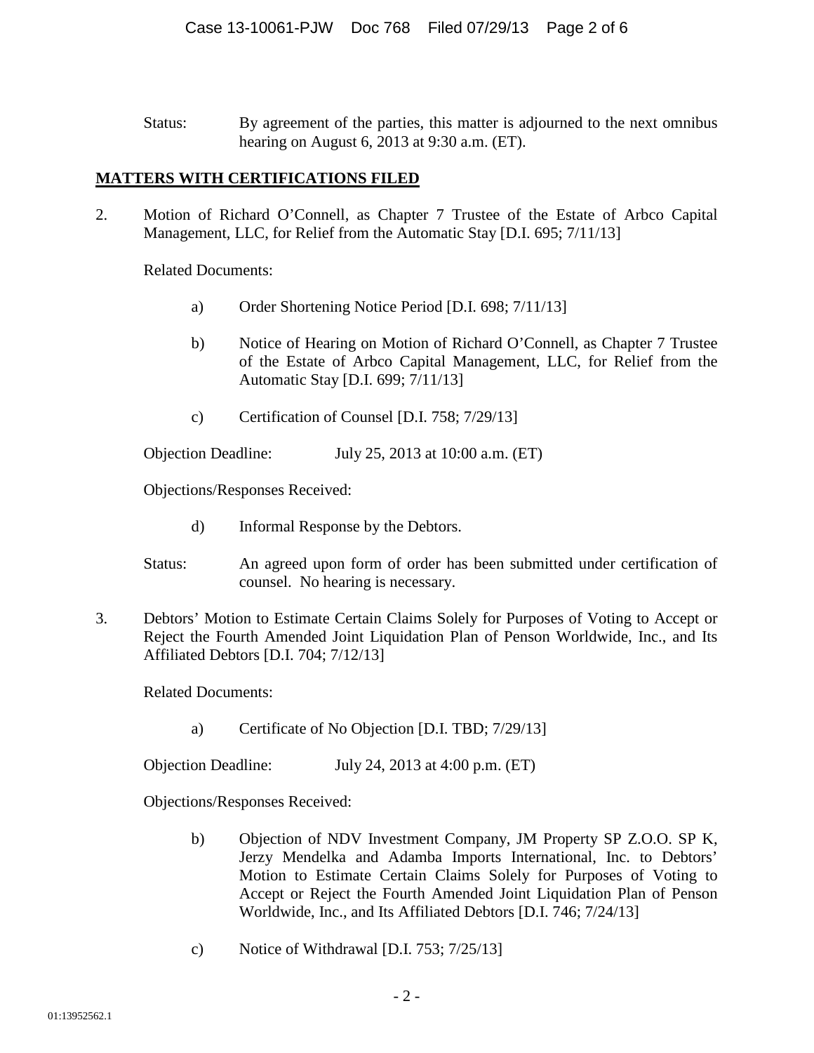Status: By agreement of the parties, this matter is adjourned to the next omnibus hearing on August 6, 2013 at 9:30 a.m. (ET).

## **MATTERS WITH CERTIFICATIONS FILED**

2. Motion of Richard O'Connell, as Chapter 7 Trustee of the Estate of Arbco Capital Management, LLC, for Relief from the Automatic Stay [D.I. 695; 7/11/13]

   Related Documents:

   a) Order Shortening Notice Period [D.I. 698; 7/11/13]

   b) Notice of Hearing on Motion of Richard O'Connell, as Chapter 7 Trustee of the Estate of Arbco Capital Management, LLC, for Relief from the Automatic Stay [D.I. 699; 7/11/13]

   c) Certification of Counsel [D.I. 758; 7/29/13]

   Objection Deadline: July 25, 2013 at 10:00 a.m. (ET)

   Objections/Responses Received:

   d) Informal Response by the Debtors.

   Status: An agreed upon form of order has been submitted under certification of counsel. No hearing is necessary.

3. Debtors' Motion to Estimate Certain Claims Solely for Purposes of Voting to Accept or Reject the Fourth Amended Joint Liquidation Plan of Penson Worldwide, Inc., and Its Affiliated Debtors [D.I. 704; 7/12/13]

   Related Documents:

   a) Certificate of No Objection [D.I. TBD; 7/29/13]

   Objection Deadline: July 24, 2013 at 4:00 p.m. (ET)

   Objections/Responses Received:

   b) Objection of NDV Investment Company, JM Property SP Z.O.O. SP K, Jerzy Mendelka and Adamba Imports International, Inc. to Debtors' Motion to Estimate Certain Claims Solely for Purposes of Voting to Accept or Reject the Fourth Amended Joint Liquidation Plan of Penson Worldwide, Inc., and Its Affiliated Debtors [D.I. 746; 7/24/13]

   c) Notice of Withdrawal [D.I. 753; 7/25/13]

01:13952562.1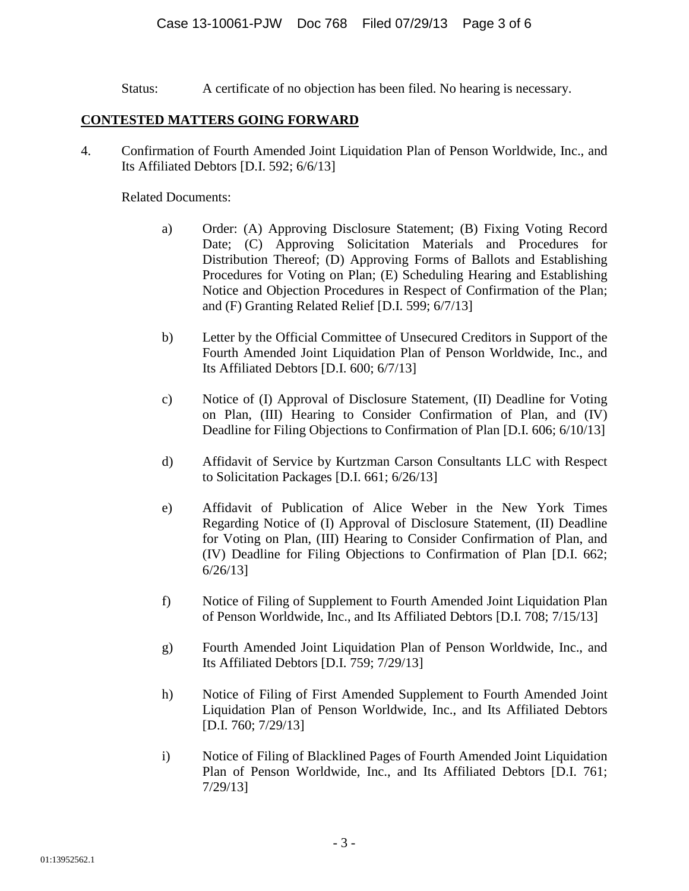Status: A certificate of no objection has been filed. No hearing is necessary.

**CONTESTED MATTERS GOING FORWARD**

4. Confirmation of Fourth Amended Joint Liquidation Plan of Penson Worldwide, Inc., and Its Affiliated Debtors [D.I. 592; 6/6/13]

   Related Documents:

   a) Order: (A) Approving Disclosure Statement; (B) Fixing Voting Record Date; (C) Approving Solicitation Materials and Procedures for Distribution Thereof; (D) Approving Forms of Ballots and Establishing Procedures for Voting on Plan; (E) Scheduling Hearing and Establishing Notice and Objection Procedures in Respect of Confirmation of the Plan; and (F) Granting Related Relief [D.I. 599; 6/7/13]

   b) Letter by the Official Committee of Unsecured Creditors in Support of the Fourth Amended Joint Liquidation Plan of Penson Worldwide, Inc., and Its Affiliated Debtors [D.I. 600; 6/7/13]

   c) Notice of (I) Approval of Disclosure Statement, (II) Deadline for Voting on Plan, (III) Hearing to Consider Confirmation of Plan, and (IV) Deadline for Filing Objections to Confirmation of Plan [D.I. 606; 6/10/13]

   d) Affidavit of Service by Kurtzman Carson Consultants LLC with Respect to Solicitation Packages [D.I. 661; 6/26/13]

   e) Affidavit of Publication of Alice Weber in the New York Times Regarding Notice of (I) Approval of Disclosure Statement, (II) Deadline for Voting on Plan, (III) Hearing to Consider Confirmation of Plan, and (IV) Deadline for Filing Objections to Confirmation of Plan [D.I. 662; 6/26/13]

   f) Notice of Filing of Supplement to Fourth Amended Joint Liquidation Plan of Penson Worldwide, Inc., and Its Affiliated Debtors [D.I. 708; 7/15/13]

   g) Fourth Amended Joint Liquidation Plan of Penson Worldwide, Inc., and Its Affiliated Debtors [D.I. 759; 7/29/13]

   h) Notice of Filing of First Amended Supplement to Fourth Amended Joint Liquidation Plan of Penson Worldwide, Inc., and Its Affiliated Debtors [D.I. 760; 7/29/13]

   i) Notice of Filing of Blacklined Pages of Fourth Amended Joint Liquidation Plan of Penson Worldwide, Inc., and Its Affiliated Debtors [D.I. 761; 7/29/13]

01:13952562.1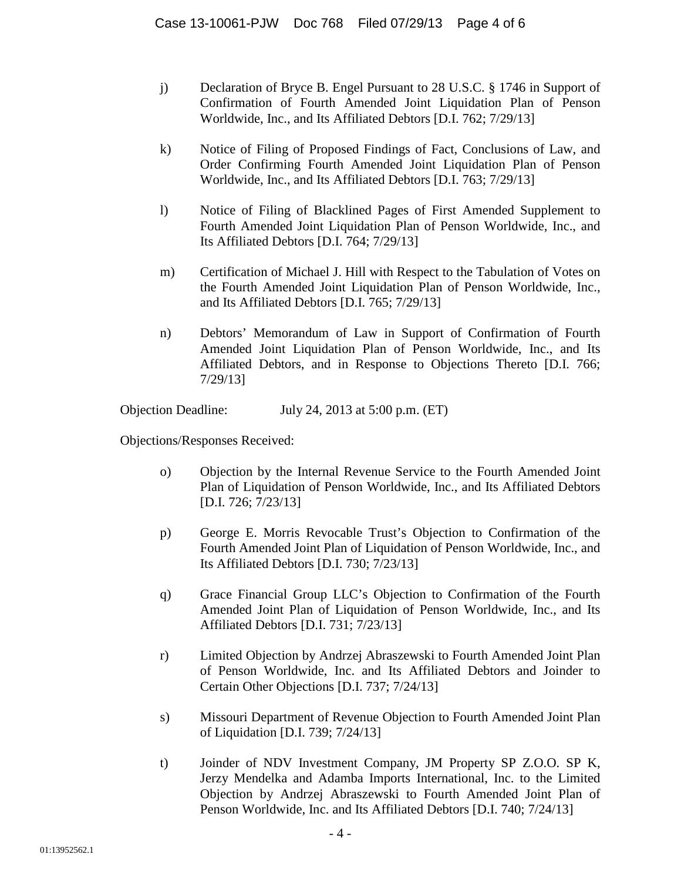j) Declaration of Bryce B. Engel Pursuant to 28 U.S.C. § 1746 in Support of Confirmation of Fourth Amended Joint Liquidation Plan of Penson Worldwide, Inc., and Its Affiliated Debtors [D.I. 762; 7/29/13]

k) Notice of Filing of Proposed Findings of Fact, Conclusions of Law, and Order Confirming Fourth Amended Joint Liquidation Plan of Penson Worldwide, Inc., and Its Affiliated Debtors [D.I. 763; 7/29/13]

l) Notice of Filing of Blacklined Pages of First Amended Supplement to Fourth Amended Joint Liquidation Plan of Penson Worldwide, Inc., and Its Affiliated Debtors [D.I. 764; 7/29/13]

m) Certification of Michael J. Hill with Respect to the Tabulation of Votes on the Fourth Amended Joint Liquidation Plan of Penson Worldwide, Inc., and Its Affiliated Debtors [D.I. 765; 7/29/13]

n) Debtors' Memorandum of Law in Support of Confirmation of Fourth Amended Joint Liquidation Plan of Penson Worldwide, Inc., and Its Affiliated Debtors, and in Response to Objections Thereto [D.I. 766; 7/29/13]

Objection Deadline: July 24, 2013 at 5:00 p.m. (ET)

Objections/Responses Received:

o) Objection by the Internal Revenue Service to the Fourth Amended Joint Plan of Liquidation of Penson Worldwide, Inc., and Its Affiliated Debtors [D.I. 726; 7/23/13]

p) George E. Morris Revocable Trust's Objection to Confirmation of the Fourth Amended Joint Plan of Liquidation of Penson Worldwide, Inc., and Its Affiliated Debtors [D.I. 730; 7/23/13]

q) Grace Financial Group LLC's Objection to Confirmation of the Fourth Amended Joint Plan of Liquidation of Penson Worldwide, Inc., and Its Affiliated Debtors [D.I. 731; 7/23/13]

r) Limited Objection by Andrzej Abraszewski to Fourth Amended Joint Plan of Penson Worldwide, Inc. and Its Affiliated Debtors and Joinder to Certain Other Objections [D.I. 737; 7/24/13]

s) Missouri Department of Revenue Objection to Fourth Amended Joint Plan of Liquidation [D.I. 739; 7/24/13]

t) Joinder of NDV Investment Company, JM Property SP Z.O.O. SP K, Jerzy Mendelka and Adamba Imports International, Inc. to the Limited Objection by Andrzej Abraszewski to Fourth Amended Joint Plan of Penson Worldwide, Inc. and Its Affiliated Debtors [D.I. 740; 7/24/13]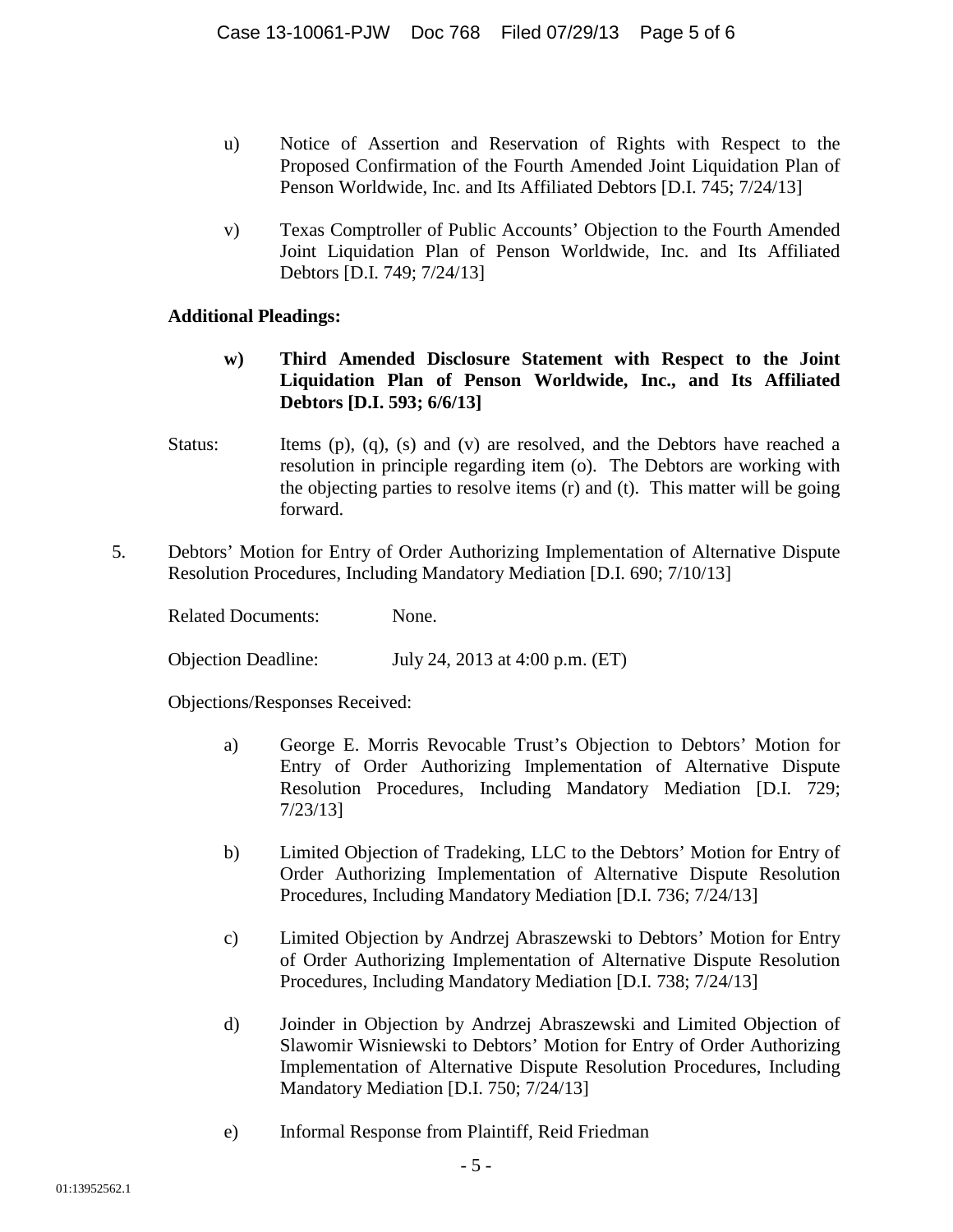u) Notice of Assertion and Reservation of Rights with Respect to the Proposed Confirmation of the Fourth Amended Joint Liquidation Plan of Penson Worldwide, Inc. and Its Affiliated Debtors [D.I. 745; 7/24/13]

v) Texas Comptroller of Public Accounts' Objection to the Fourth Amended Joint Liquidation Plan of Penson Worldwide, Inc. and Its Affiliated Debtors [D.I. 749; 7/24/13]

**Additional Pleadings:**

**w) Third Amended Disclosure Statement with Respect to the Joint Liquidation Plan of Penson Worldwide, Inc., and Its Affiliated Debtors [D.I. 593; 6/6/13]**

Status: Items (p), (q), (s) and (v) are resolved, and the Debtors have reached a resolution in principle regarding item (o). The Debtors are working with the objecting parties to resolve items (r) and (t). This matter will be going forward.

5. Debtors' Motion for Entry of Order Authorizing Implementation of Alternative Dispute Resolution Procedures, Including Mandatory Mediation [D.I. 690; 7/10/13]

Related Documents: None.

Objection Deadline: July 24, 2013 at 4:00 p.m. (ET)

Objections/Responses Received:

a) George E. Morris Revocable Trust's Objection to Debtors' Motion for Entry of Order Authorizing Implementation of Alternative Dispute Resolution Procedures, Including Mandatory Mediation [D.I. 729; 7/23/13]

b) Limited Objection of Tradeking, LLC to the Debtors' Motion for Entry of Order Authorizing Implementation of Alternative Dispute Resolution Procedures, Including Mandatory Mediation [D.I. 736; 7/24/13]

c) Limited Objection by Andrzej Abraszewski to Debtors' Motion for Entry of Order Authorizing Implementation of Alternative Dispute Resolution Procedures, Including Mandatory Mediation [D.I. 738; 7/24/13]

d) Joinder in Objection by Andrzej Abraszewski and Limited Objection of Slawomir Wisniewski to Debtors' Motion for Entry of Order Authorizing Implementation of Alternative Dispute Resolution Procedures, Including Mandatory Mediation [D.I. 750; 7/24/13]

e) Informal Response from Plaintiff, Reid Friedman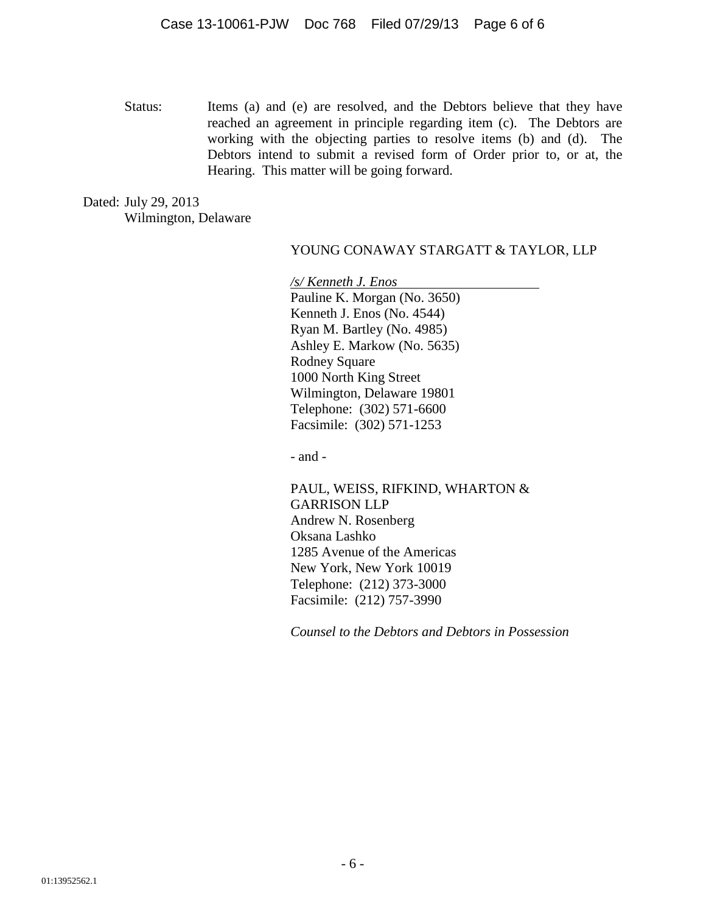Status: Items (a) and (e) are resolved, and the Debtors believe that they have reached an agreement in principle regarding item (c). The Debtors are working with the objecting parties to resolve items (b) and (d). The Debtors intend to submit a revised form of Order prior to, or at, the Hearing. This matter will be going forward.

Dated: July 29, 2013
Wilmington, Delaware

YOUNG CONAWAY STARGATT & TAYLOR, LLP

*/s/ Kenneth J. Enos*
Pauline K. Morgan (No. 3650)
Kenneth J. Enos (No. 4544)
Ryan M. Bartley (No. 4985)
Ashley E. Markow (No. 5635)
Rodney Square
1000 North King Street
Wilmington, Delaware 19801
Telephone: (302) 571-6600
Facsimile: (302) 571-1253

- and -

PAUL, WEISS, RIFKIND, WHARTON & GARRISON LLP
Andrew N. Rosenberg
Oksana Lashko
1285 Avenue of the Americas
New York, New York 10019
Telephone: (212) 373-3000
Facsimile: (212) 757-3990

*Counsel to the Debtors and Debtors in Possession*

01:13952562.1